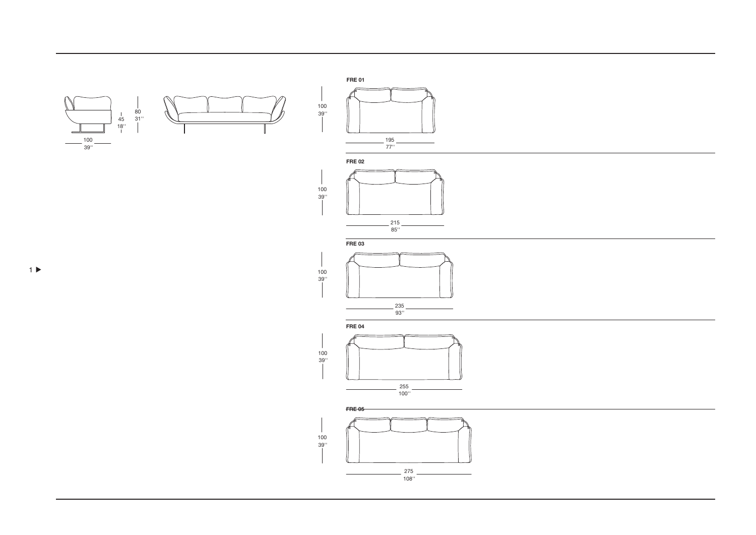45
18''

80
31''

100
39''

1 ▶

**FRE 01**

100
39''

195
77''

**FRE 02**

100
39''

215
85''

**FRE 03**

100
39''

235
93''

**FRE 04**

100
39''

255
100''

**FRE 05**

100
39''

275
108''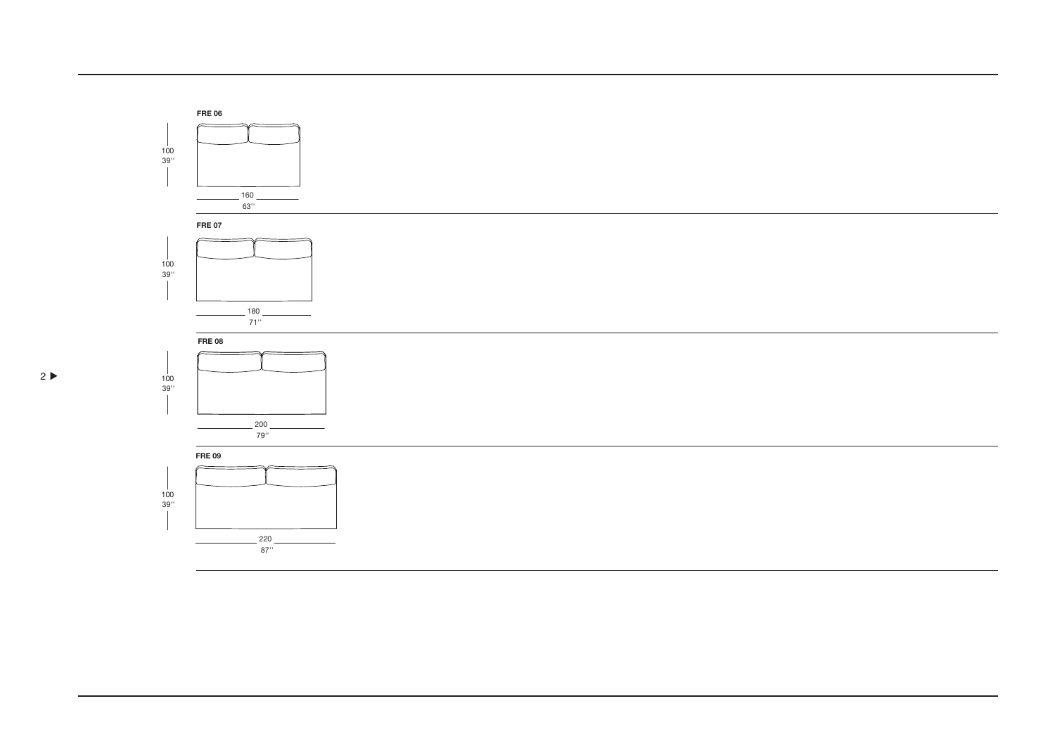**FRE 06**

100
39''

160
63''

**FRE 07**

100
39''

180
71''

**FRE 08**

2 ▶

100
39''

200
79''

**FRE 09**

100
39''

220
87''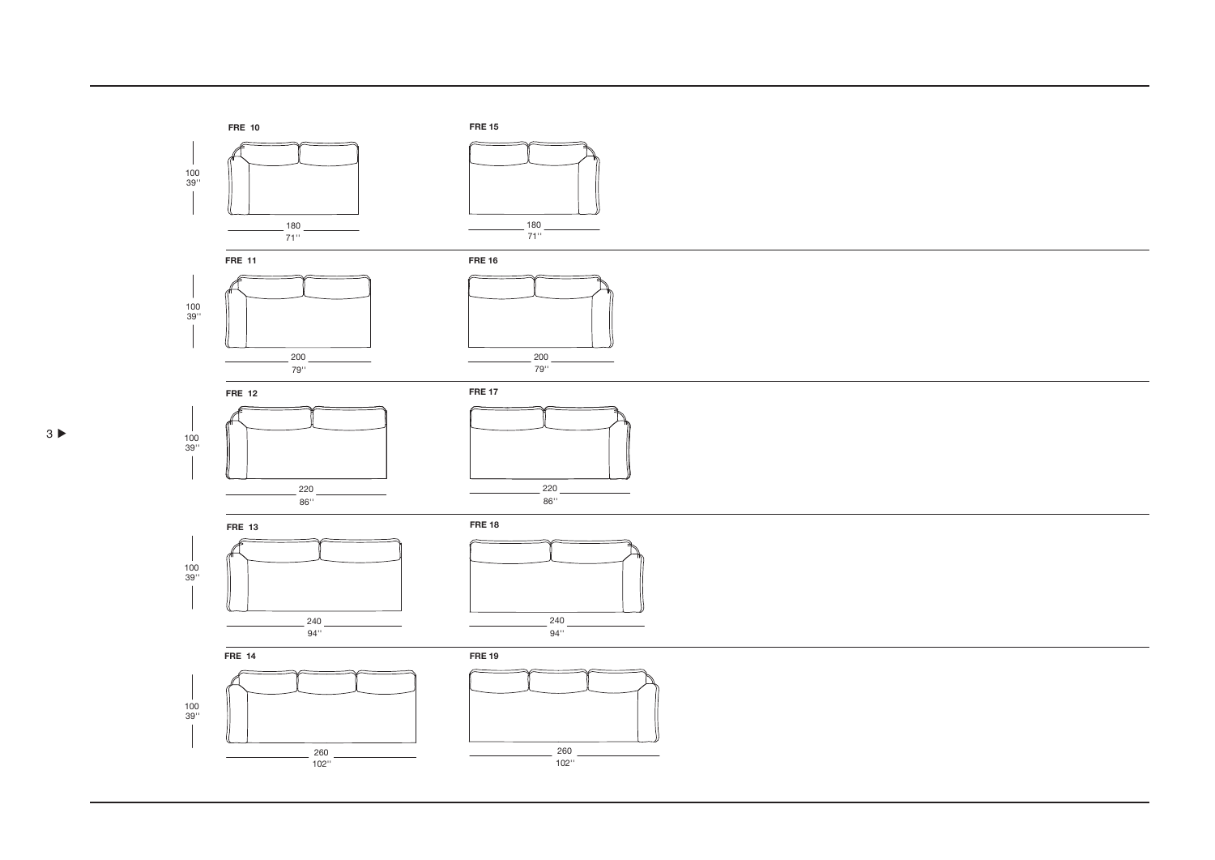| Model | Height | Width | Model | Height | Width |
| --- | --- | --- | --- | --- | --- |
| **FRE 10** | 100 / 39'' | 180 / 71'' | **FRE 15** | | 180 / 71'' |
| **FRE 11** | 100 / 39'' | 200 / 79'' | **FRE 16** | | 200 / 79'' |
| **FRE 12** | 100 / 39'' | 220 / 86'' | **FRE 17** | | 220 / 86'' |
| **FRE 13** | 100 / 39'' | 240 / 94'' | **FRE 18** | | 240 / 94'' |
| **FRE 14** | 100 / 39'' | 260 / 102'' | **FRE 19** | | 260 / 102'' |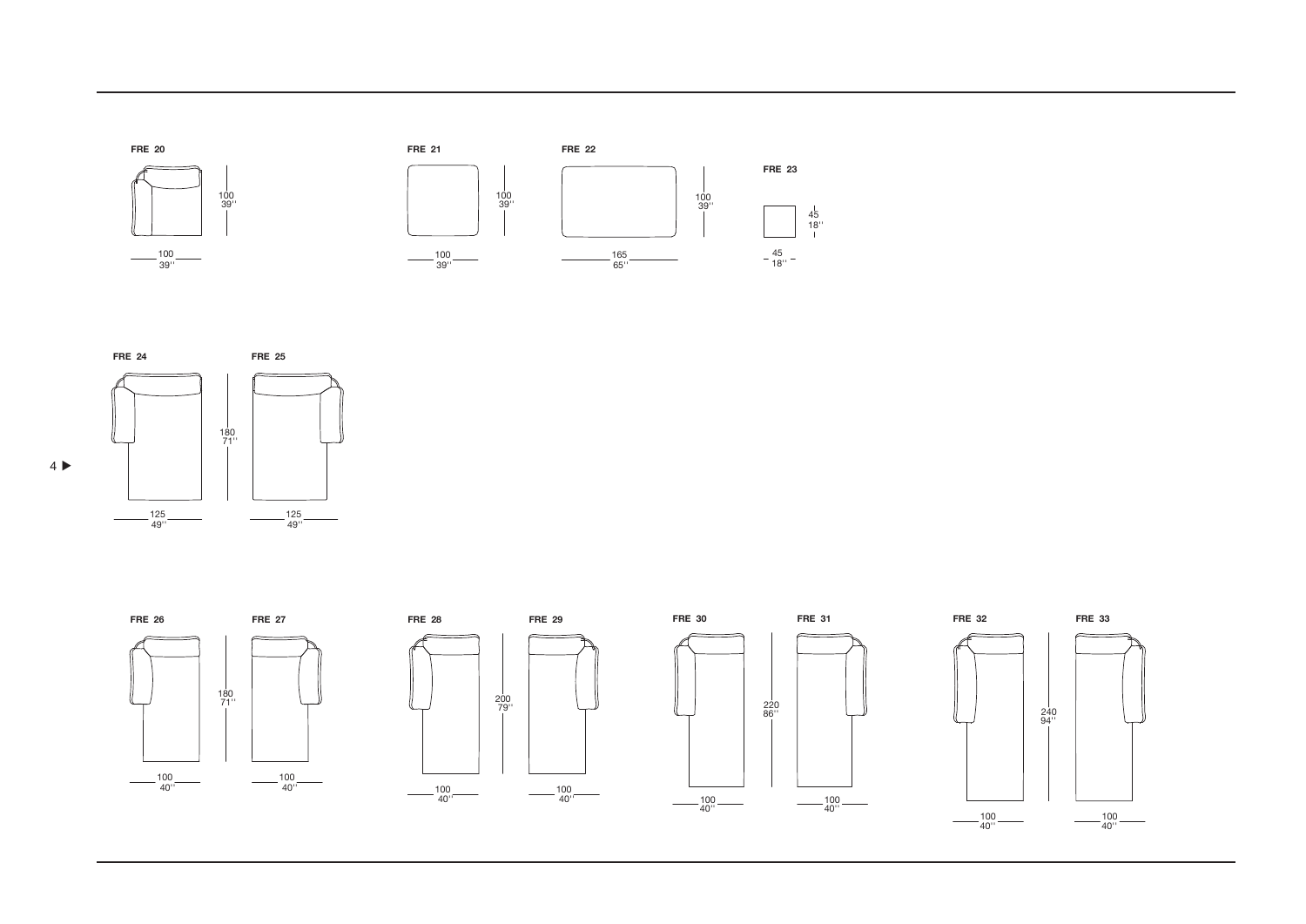**FRE 20**

100
39''

100
39''

**FRE 21**

100
39''

100
39''

**FRE 22**

100
39''

165
65''

**FRE 23**

45
18''

45
18''

**FRE 24**

125
49''

**FRE 25**

180
71''

125
49''

4 ▶

**FRE 26**

100
40''

**FRE 27**

180
71''

100
40''

**FRE 28**

100
40''

**FRE 29**

200
79''

100
40''

**FRE 30**

100
40''

**FRE 31**

220
86''

100
40''

**FRE 32**

100
40''

**FRE 33**

240
94''

100
40''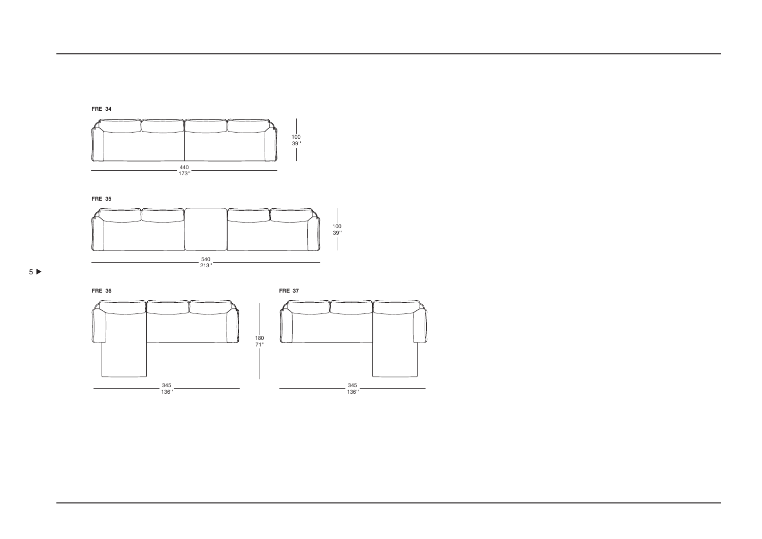**FRE 34**

100
39''

440
173''

**FRE 35**

100
39''

540
213''

**FRE 36**

180
71''

345
136''

**FRE 37**

345
136''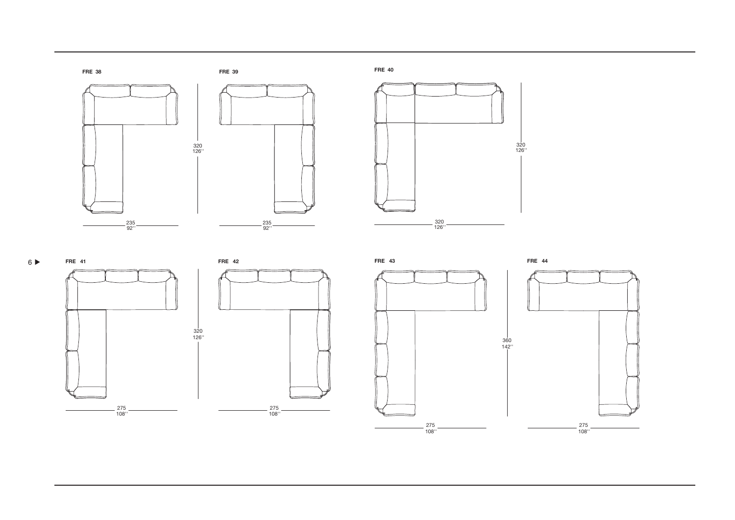**FRE 38**

235
92''

320
126''

**FRE 39**

235
92''

**FRE 40**

320
126''

320
126''

**FRE 41**

275
108''

320
126''

**FRE 42**

275
108''

**FRE 43**

275
108''

360
142''

**FRE 44**

275
108''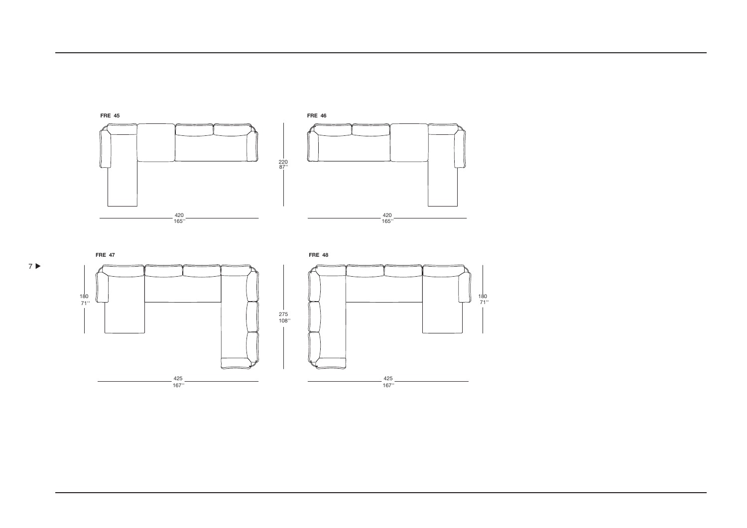**FRE 45**

220
87''

420
165''

**FRE 46**

420
165''

**FRE 47**

180
71''

275
108''

425
167''

**FRE 48**

180
71''

425
167''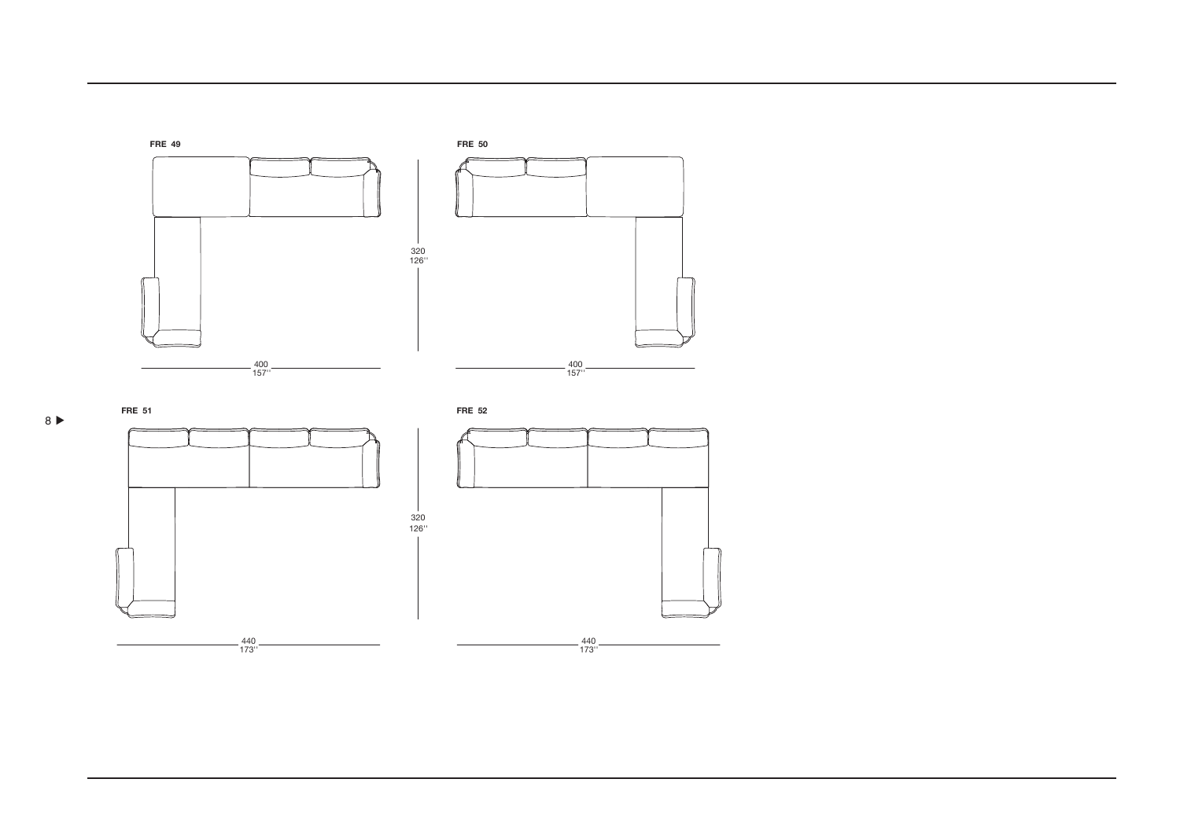FRE 49

320
126''

400
157''

FRE 50

400
157''

FRE 51

320
126''

440
173''

FRE 52

440
173''